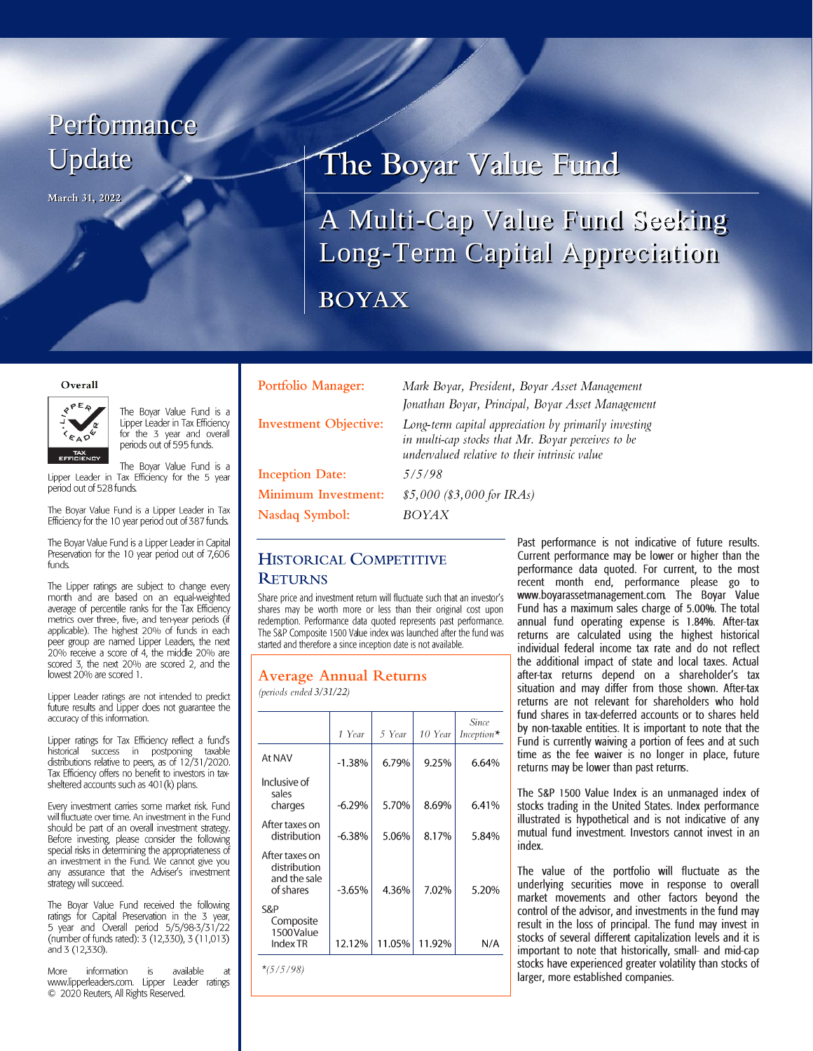# Performance Update

March 31, 2022

# The Boyar Value Fund

## A Multi-Cap Value Fund Seeking Long-Term Capital Appreciation

## BOYAX

**Overall**

The Boyar Value Fund is a Lipper Leader in Tax Efficiency for the 3 year and overall periods out of 595 funds.

The Boyar Value Fund is a Lipper Leader in Tax Efficiency for the 5 year period out of 528 funds.

The Boyar Value Fund is a Lipper Leader in Tax Efficiency for the 10 year period out of 387 funds.

The Boyar Value Fund is a Lipper Leader in Capital Preservation for the 10 year period out of 7,606 funds.

The Lipper ratings are subject to change every month and are based on an equal-weighted average of percentile ranks for the Tax Efficiency metrics over three-, five-, and ten-year periods (if applicable). The highest 20% of funds in each peer group are named Lipper Leaders, the next 20% receive a score of 4, the middle 20% are scored 3, the next 20% are scored 2, and the lowest 20% are scored 1.

Lipper Leader ratings are not intended to predict future results and Lipper does not guarantee the accuracy of this information.

Lipper ratings for Tax Efficiency reflect a fund's historical success in postponing taxable distributions relative to peers, as of 12/31/2020. Tax Efficiency offers no benefit to investors in tax-sheltered accounts such as 401(k) plans.

Every investment carries some market risk. Fund will fluctuate over time. An investment in the Fund should be part of an overall investment strategy. Before investing, please consider the following special risks in determining the appropriateness of an investment in the Fund. We cannot give you any assurance that the Adviser's investment strategy will succeed.

The Boyar Value Fund received the following ratings for Capital Preservation in the 3 year, 5 year and Overall period 5/5/98-3/31/22 (number of funds rated): 3 (12,330), 3 (11,013) and 3 (12,330).

More information is available at www.lipperleaders.com. Lipper Leader ratings © 2020 Reuters, All Rights Reserved.

| | |
|---|---|
| Portfolio Manager: | *Mark Boyar, President, Boyar Asset Management*<br>*Jonathan Boyar, Principal, Boyar Asset Management* |
| Investment Objective: | *Long-term capital appreciation by primarily investing in multi-cap stocks that Mr. Boyar perceives to be undervalued relative to their intrinsic value* |
| Inception Date: | *5/5/98* |
| Minimum Investment: | *$5,000 ($3,000 for IRAs)* |
| Nasdaq Symbol: | *BOYAX* |

## Historical Competitive Returns

Share price and investment return will fluctuate such that an investor's shares may be worth more or less than their original cost upon redemption. Performance data quoted represents past performance. The S&P Composite 1500 Value index was launched after the fund was started and therefore a since inception date is not available.

### Average Annual Returns

*(periods ended 3/31/22)*

| | *1 Year* | *5 Year* | *10 Year* | *Since Inception** |
|---|---|---|---|---|
| At NAV | -1.38% | 6.79% | 9.25% | 6.64% |
| Inclusive of sales charges | -6.29% | 5.70% | 8.69% | 6.41% |
| After taxes on distribution | -6.38% | 5.06% | 8.17% | 5.84% |
| After taxes on distribution and the sale of shares | -3.65% | 4.36% | 7.02% | 5.20% |
| S&P Composite 1500 Value Index TR | 12.12% | 11.05% | 11.92% | N/A |

*(5/5/98)

Past performance is not indicative of future results. Current performance may be lower or higher than the performance data quoted. For current, to the most recent month end, performance please go to www.boyarassetmanagement.com. The Boyar Value Fund has a maximum sales charge of 5.00%. The total annual fund operating expense is 1.84%. After-tax returns are calculated using the highest historical individual federal income tax rate and do not reflect the additional impact of state and local taxes. Actual after-tax returns depend on a shareholder's tax situation and may differ from those shown. After-tax returns are not relevant for shareholders who hold fund shares in tax-deferred accounts or to shares held by non-taxable entities. It is important to note that the Fund is currently waiving a portion of fees and at such time as the fee waiver is no longer in place, future returns may be lower than past returns.

The S&P 1500 Value Index is an unmanaged index of stocks trading in the United States. Index performance illustrated is hypothetical and is not indicative of any mutual fund investment. Investors cannot invest in an index.

The value of the portfolio will fluctuate as the underlying securities move in response to overall market movements and other factors beyond the control of the advisor, and investments in the fund may result in the loss of principal. The fund may invest in stocks of several different capitalization levels and it is important to note that historically, small- and mid-cap stocks have experienced greater volatility than stocks of larger, more established companies.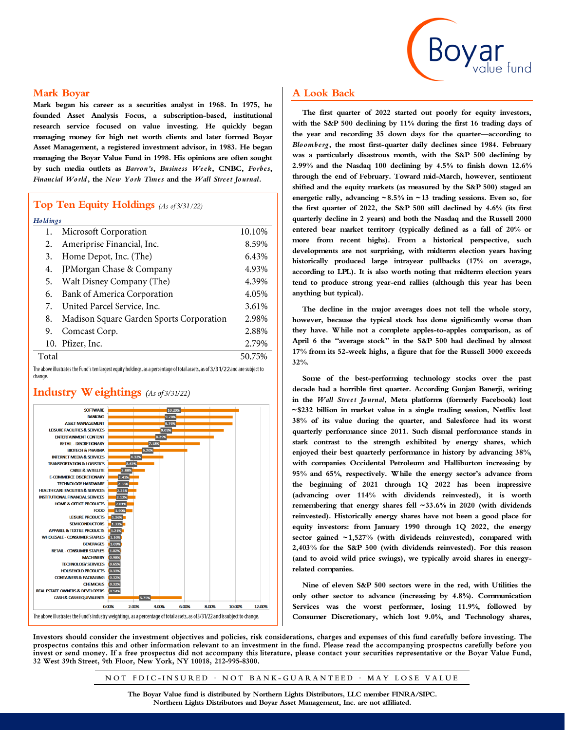## Mark Boyar

**Mark began his career as a securities analyst in 1968. In 1975, he founded Asset Analysis Focus, a subscription-based, institutional research service focused on value investing. He quickly began managing money for high net worth clients and later formed Boyar Asset Management, a registered investment advisor, in 1983. He began managing the Boyar Value Fund in 1998. His opinions are often sought by such media outlets as *Barron's*, *Business Week*, CNBC, *Forbes*, *Financial World*, the *New York Times* and the *Wall Street Journal*.**

## Top Ten Equity Holdings *(As of 3/31/22)*

| *Holdings* | |
|---|---|
| 1. Microsoft Corporation | 10.10% |
| 2. Ameriprise Financial, Inc. | 8.59% |
| 3. Home Depot, Inc. (The) | 6.43% |
| 4. JPMorgan Chase & Company | 4.93% |
| 5. Walt Disney Company (The) | 4.39% |
| 6. Bank of America Corporation | 4.05% |
| 7. United Parcel Service, Inc. | 3.61% |
| 8. Madison Square Garden Sports Corporation | 2.98% |
| 9. Comcast Corp. | 2.88% |
| 10. Pfizer, Inc. | 2.79% |
| Total | 50.75% |

The above illustrates the Fund's ten largest equity holdings, as a percentage of total assets, as of 3/31/22 and are subject to change.

## Industry Weightings *(As of 3/31/22)*

| Industry | Weighting |
|---|---|
| SOFTWARE | 10.29% |
| BANKING | 9.78% |
| ASSET MANAGEMENT | 9.76% |
| LEISURE FACILITIES & SERVICES | 9.09% |
| ENTERTAINMENT CONTENT | 8.29% |
| RETAIL - DISCRETIONARY | 7.18% |
| BIOTECH & PHARMA | 6.20% |
| INTERNET MEDIA & SERVICES | 4.32% |
| TRANSPORTATION & LOGISTICS | 3.61% |
| CABLE & SATELLITE | 2.88% |
| E-COMMERCE DISCRETIONARY | 2.41% |
| TECHNOLOGY HARDWARE | 2.35% |
| HEALTH CARE FACILITIES & SERVICES | 2.21% |
| INSTITUTIONAL FINANCIAL SERVICES | 2.12% |
| HOME & OFFICE PRODUCTS | 2.01% |
| FOOD | 1.90% |
| LEISURE PRODUCTS | 1.36% |
| SEMICONDUCTORS | 1.33% |
| APPAREL & TEXTILE PRODUCTS | 1.21% |
| WHOLESALE - CONSUMER STAPLES | 1.10% |
| BEVERAGES | 1.09% |
| RETAIL - CONSUMER STAPLES | 1.02% |
| MACHINERY | 0.98% |
| TECHNOLOGY SERVICES | 0.65% |
| HOUSEHOLD PRODUCTS | 0.33% |
| CONTAINERS & PACKAGING | 0.32% |
| CHEMICALS | 0.32% |
| REAL ESTATE OWNERS & DEVELOPERS | 0.14% |
| CASH & CASH EQUIVALENTS | 5.75% |

The above illustrates the Fund's industry weightings, as a percentage of total assets, as of 3/31/22 and is subject to change.

## A Look Back

**The first quarter of 2022 started out poorly for equity investors, with the S&P 500 declining by 11% during the first 16 trading days of the year and recording 35 down days for the quarter—according to *Bloomberg*, the most first-quarter daily declines since 1984. February was a particularly disastrous month, with the S&P 500 declining by 2.99% and the Nasdaq 100 declining by 4.5% to finish down 12.6% through the end of February. Toward mid-March, however, sentiment shifted and the equity markets (as measured by the S&P 500) staged an energetic rally, advancing ~8.5% in ~13 trading sessions. Even so, for the first quarter of 2022, the S&P 500 still declined by 4.6% (its first quarterly decline in 2 years) and both the Nasdaq and the Russell 2000 entered bear market territory (typically defined as a fall of 20% or more from recent highs). From a historical perspective, such developments are not surprising, with midterm election years having historically produced large intrayear pullbacks (17% on average, according to LPL). It is also worth noting that midterm election years tend to produce strong year-end rallies (although this year has been anything but typical).**

**The decline in the major averages does not tell the whole story, however, because the typical stock has done significantly worse than they have. While not a complete apples-to-apples comparison, as of April 6 the "average stock" in the S&P 500 had declined by almost 17% from its 52-week highs, a figure that for the Russell 3000 exceeds 32%.**

**Some of the best-performing technology stocks over the past decade had a horrible first quarter. According Gunjan Banerji, writing in the *Wall Street Journal*, Meta platforms (formerly Facebook) lost ~$232 billion in market value in a single trading session, Netflix lost 38% of its value during the quarter, and Salesforce had its worst quarterly performance since 2011. Such dismal performance stands in stark contrast to the strength exhibited by energy shares, which enjoyed their best quarterly performance in history by advancing 38%, with companies Occidental Petroleum and Halliburton increasing by 95% and 65%, respectively. While the energy sector's advance from the beginning of 2021 through 1Q 2022 has been impressive (advancing over 114% with dividends reinvested), it is worth remembering that energy shares fell ~33.6% in 2020 (with dividends reinvested). Historically energy shares have not been a good place for equity investors: from January 1990 through 1Q 2022, the energy sector gained ~1,527% (with dividends reinvested), compared with 2,403% for the S&P 500 (with dividends reinvested). For this reason (and to avoid wild price swings), we typically avoid shares in energy-related companies.**

**Nine of eleven S&P 500 sectors were in the red, with Utilities the only other sector to advance (increasing by 4.8%). Communication Services was the worst performer, losing 11.9%, followed by Consumer Discretionary, which lost 9.0%, and Technology shares,**

**Investors should consider the investment objectives and policies, risk considerations, charges and expenses of this fund carefully before investing. The prospectus contains this and other information relevant to an investment in the fund. Please read the accompanying prospectus carefully before you invest or send money. If a free prospectus did not accompany this literature, please contact your securities representative or the Boyar Value Fund, 32 West 39th Street, 9th Floor, New York, NY 10018, 212-995-8300.**

NOT FDIC-INSURED · NOT BANK-GUARANTEED · MAY LOSE VALUE

**The Boyar Value fund is distributed by Northern Lights Distributors, LLC member FINRA/SIPC. Northern Lights Distributors and Boyar Asset Management, Inc. are not affiliated.**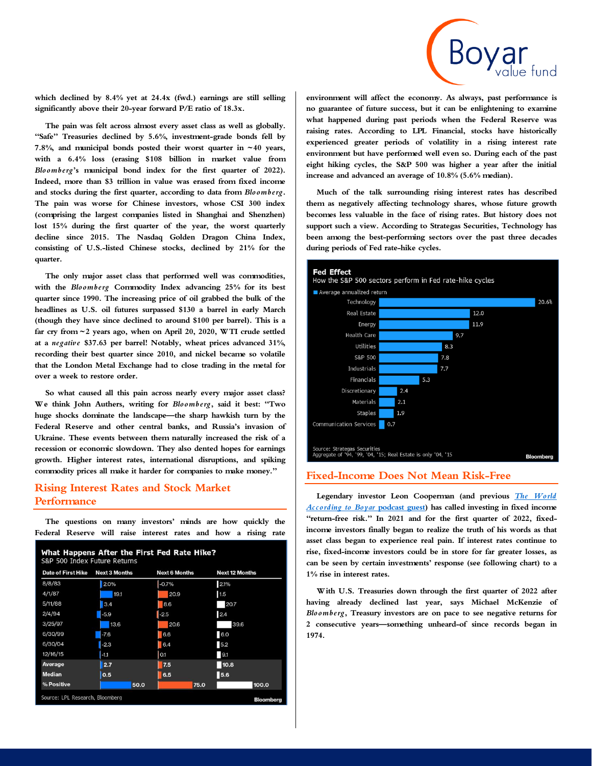which declined by 8.4% yet at 24.4x (fwd.) earnings are still selling significantly above their 20-year forward P/E ratio of 18.3x.

The pain was felt across almost every asset class as well as globally. "Safe" Treasuries declined by 5.6%, investment-grade bonds fell by 7.8%, and municipal bonds posted their worst quarter in ~40 years, with a 6.4% loss (erasing $108 billion in market value from *Bloomberg*'s municipal bond index for the first quarter of 2022). Indeed, more than $3 trillion in value was erased from fixed income and stocks during the first quarter, according to data from *Bloomberg*. The pain was worse for Chinese investors, whose CSI 300 index (comprising the largest companies listed in Shanghai and Shenzhen) lost 15% during the first quarter of the year, the worst quarterly decline since 2015. The Nasdaq Golden Dragon China Index, consisting of U.S.-listed Chinese stocks, declined by 21% for the quarter.

The only major asset class that performed well was commodities, with the *Bloomberg* Commodity Index advancing 25% for its best quarter since 1990. The increasing price of oil grabbed the bulk of the headlines as U.S. oil futures surpassed $130 a barrel in early March (though they have since declined to around $100 per barrel). This is a far cry from ~2 years ago, when on April 20, 2020, WTI crude settled at a *negative* $37.63 per barrel! Notably, wheat prices advanced 31%, recording their best quarter since 2010, and nickel became so volatile that the London Metal Exchange had to close trading in the metal for over a week to restore order.

So what caused all this pain across nearly every major asset class? We think John Authers, writing for *Bloomberg*, said it best: "Two huge shocks dominate the landscape—the sharp hawkish turn by the Federal Reserve and other central banks, and Russia's invasion of Ukraine. These events between them naturally increased the risk of a recession or economic slowdown. They also dented hopes for earnings growth. Higher interest rates, international disruptions, and spiking commodity prices all make it harder for companies to make money."

## Rising Interest Rates and Stock Market Performance

The questions on many investors' minds are how quickly the Federal Reserve will raise interest rates and how a rising rate environment will affect the economy. As always, past performance is no guarantee of future success, but it can be enlightening to examine what happened during past periods when the Federal Reserve was raising rates. According to LPL Financial, stocks have historically experienced greater periods of volatility in a rising interest rate environment but have performed well even so. During each of the past eight hiking cycles, the S&P 500 was higher a year after the initial increase and advanced an average of 10.8% (5.6% median).

**What Happens After the First Fed Rate Hike?**
S&P 500 Index Future Returns

| Date of First Hike | Next 3 Months | Next 6 Months | Next 12 Months |
|---|---|---|---|
| 8/8/83 | 2.0% | -0.7% | 2.1% |
| 4/1/87 | 19.1 | 20.9 | 1.5 |
| 5/11/88 | 3.4 | 8.6 | 20.7 |
| 2/4/94 | -5.9 | -2.5 | 2.4 |
| 3/25/97 | 13.6 | 20.6 | 39.6 |
| 6/30/99 | -7.6 | 6.6 | 6.0 |
| 6/30/04 | -2.3 | 6.4 | 5.2 |
| 12/16/15 | -1.1 | 0.1 | 9.1 |
| **Average** | **2.7** | **7.5** | **10.8** |
| **Median** | **0.5** | **6.5** | **5.6** |
| **% Positive** | **50.0** | **75.0** | **100.0** |

Source: LPL Research, Bloomberg

Much of the talk surrounding rising interest rates has described them as negatively affecting technology shares, whose future growth becomes less valuable in the face of rising rates. But history does not support such a view. According to Strategas Securities, Technology has been among the best-performing sectors over the past three decades during periods of Fed rate-hike cycles.

**Fed Effect**
How the S&P 500 sectors perform in Fed rate-hike cycles

| Sector | Average annualized return |
|---|---|
| Technology | 20.6% |
| Real Estate | 12.0 |
| Energy | 11.9 |
| Health Care | 9.7 |
| Utilities | 8.3 |
| S&P 500 | 7.8 |
| Industrials | 7.7 |
| Financials | 5.3 |
| Discretionary | 2.4 |
| Materials | 2.1 |
| Staples | 1.9 |
| Communication Services | 0.7 |

Source: Strategas Securities
Aggregate of '94, '99, '04, '15; Real Estate is only '04, '15

## Fixed-Income Does Not Mean Risk-Free

Legendary investor Leon Cooperman (and previous *The World According to Boyar* podcast guest) has called investing in fixed income "return-free risk." In 2021 and for the first quarter of 2022, fixed-income investors finally began to realize the truth of his words as that asset class began to experience real pain. If interest rates continue to rise, fixed-income investors could be in store for far greater losses, as can be seen by certain investments' response (see following chart) to a 1% rise in interest rates.

With U.S. Treasuries down through the first quarter of 2022 after having already declined last year, says Michael McKenzie of *Bloomberg*, Treasury investors are on pace to see negative returns for 2 consecutive years—something unheard-of since records began in 1974.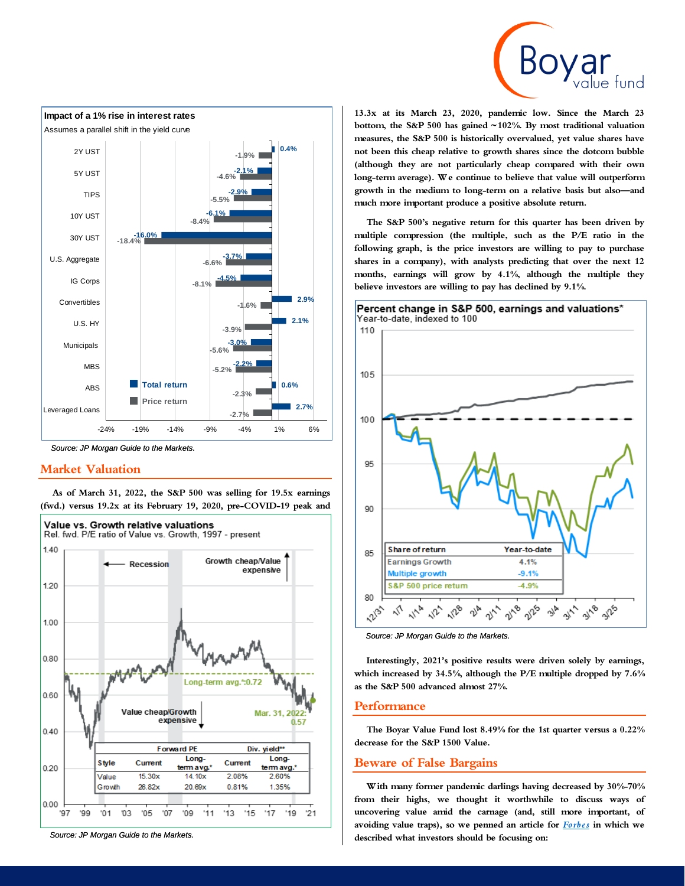**Impact of a 1% rise in interest rates**

Assumes a parallel shift in the yield curve

| | Total return | Price return |
|---|---|---|
| 2Y UST | 0.4% | -1.9% |
| 5Y UST | -2.1% | -4.6% |
| TIPS | -2.9% | -5.5% |
| 10Y UST | -6.1% | -8.4% |
| 30Y UST | -16.0% | -18.4% |
| U.S. Aggregate | -3.7% | -6.6% |
| IG Corps | -4.5% | -8.1% |
| Convertibles | 2.9% | -1.6% |
| U.S. HY | 2.1% | -3.9% |
| Municipals | -3.0% | -5.6% |
| MBS | -2.2% | -5.2% |
| ABS | 0.6% | -2.3% |
| Leveraged Loans | 2.7% | -2.7% |

*Source: JP Morgan Guide to the Markets.*

## Market Valuation

As of March 31, 2022, the S&P 500 was selling for 19.5x earnings (fwd.) versus 19.2x at its February 19, 2020, pre-COVID-19 peak and 13.3x at its March 23, 2020, pandemic low. Since the March 23 bottom, the S&P 500 has gained ~102%. By most traditional valuation measures, the S&P 500 is historically overvalued, yet value shares have not been this cheap relative to growth shares since the dotcom bubble (although they are not particularly cheap compared with their own long-term average). We continue to believe that value will outperform growth in the medium to long-term on a relative basis but also—and much more important produce a positive absolute return.

**Value vs. Growth relative valuations**

Rel. fwd. P/E ratio of Value vs. Growth, 1997 - present

Long-term avg.*: 0.72; Mar. 31, 2022: 0.57

| Style | Forward PE Current | Forward PE Long-term avg.* | Div. yield** Current | Div. yield** Long-term avg.* |
|---|---|---|---|---|
| Value | 15.30x | 14.10x | 2.08% | 2.60% |
| Growth | 26.82x | 20.69x | 0.81% | 1.35% |

*Source: JP Morgan Guide to the Markets.*

The S&P 500's negative return for this quarter has been driven by multiple compression (the multiple, such as the P/E ratio in the following graph, is the price investors are willing to pay to purchase shares in a company), with analysts predicting that over the next 12 months, earnings will grow by 4.1%, although the multiple they believe investors are willing to pay has declined by 9.1%.

**Percent change in S&P 500, earnings and valuations***

Year-to-date, indexed to 100

| Share of return | Year-to-date |
|---|---|
| Earnings Growth | 4.1% |
| Multiple growth | -9.1% |
| S&P 500 price return | -4.9% |

*Source: JP Morgan Guide to the Markets.*

Interestingly, 2021's positive results were driven solely by earnings, which increased by 34.5%, although the P/E multiple dropped by 7.6% as the S&P 500 advanced almost 27%.

## Performance

The Boyar Value Fund lost 8.49% for the 1st quarter versus a 0.22% decrease for the S&P 1500 Value.

## Beware of False Bargains

With many former pandemic darlings having decreased by 30%-70% from their highs, we thought it worthwhile to discuss ways of uncovering value amid the carnage (and, still more important, of avoiding value traps), so we penned an article for *Forbes* in which we described what investors should be focusing on: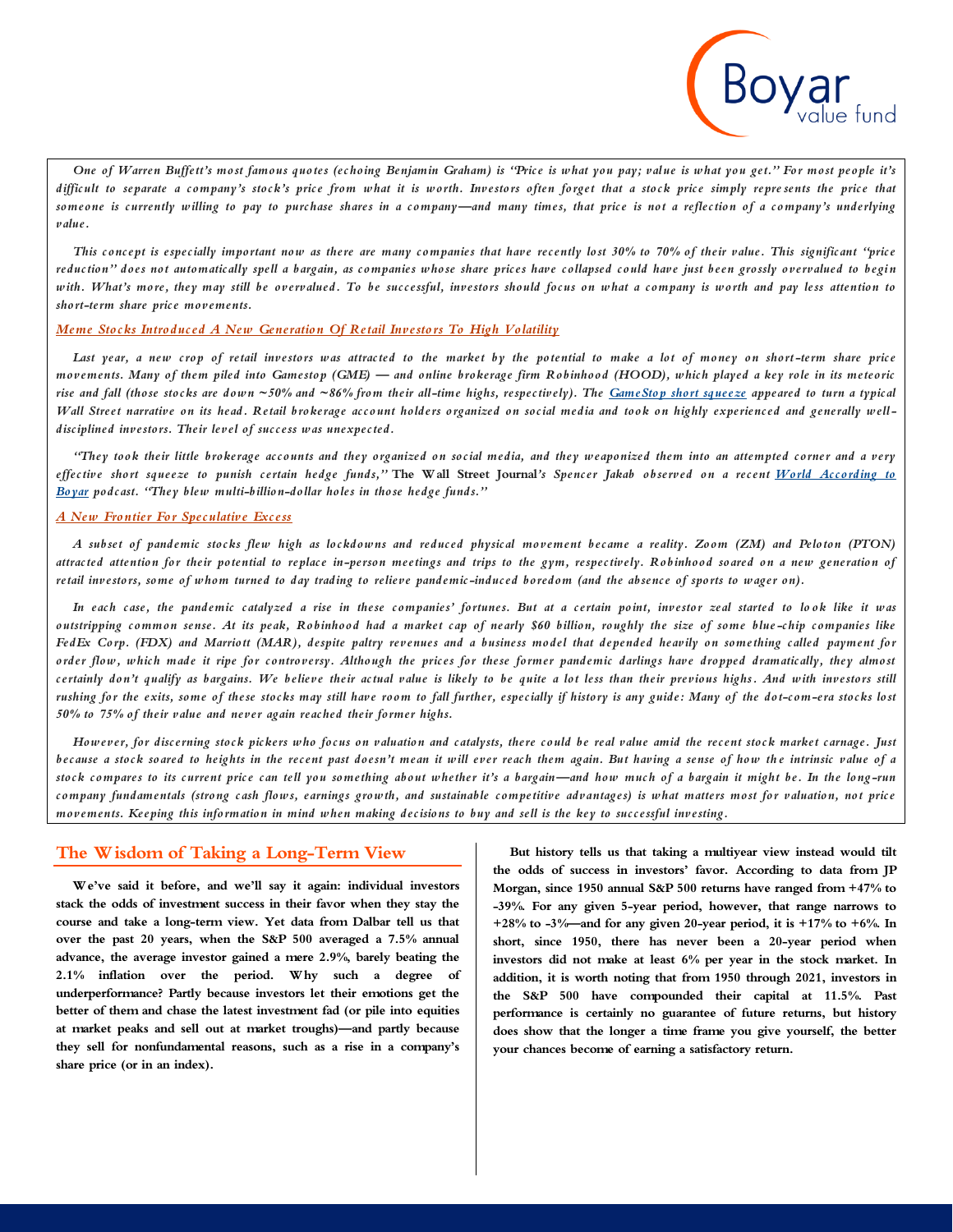*One of Warren Buffett's most famous quotes (echoing Benjamin Graham) is "Price is what you pay; value is what you get." For most people it's difficult to separate a company's stock's price from what it is worth. Investors often forget that a stock price simply represents the price that someone is currently willing to pay to purchase shares in a company—and many times, that price is not a reflection of a company's underlying value.*

*This concept is especially important now as there are many companies that have recently lost 30% to 70% of their value. This significant "price reduction" does not automatically spell a bargain, as companies whose share prices have collapsed could have just been grossly overvalued to begin with. What's more, they may still be overvalued. To be successful, investors should focus on what a company is worth and pay less attention to short-term share price movements.*

### *Meme Stocks Introduced A New Generation Of Retail Investors To High Volatility*

*Last year, a new crop of retail investors was attracted to the market by the potential to make a lot of money on short-term share price movements. Many of them piled into Gamestop (GME) — and online brokerage firm Robinhood (HOOD), which played a key role in its meteoric rise and fall (those stocks are down ~50% and ~86% from their all-time highs, respectively). The GameStop short squeeze appeared to turn a typical Wall Street narrative on its head. Retail brokerage account holders organized on social media and took on highly experienced and generally well-disciplined investors. Their level of success was unexpected.*

*"They took their little brokerage accounts and they organized on social media, and they weaponized them into an attempted corner and a very effective short squeeze to punish certain hedge funds,"* The Wall Street Journal*'s Spencer Jakab observed on a recent World According to Boyar podcast. "They blew multi-billion-dollar holes in those hedge funds."*

### *A New Frontier For Speculative Excess*

*A subset of pandemic stocks flew high as lockdowns and reduced physical movement became a reality. Zoom (ZM) and Peloton (PTON) attracted attention for their potential to replace in-person meetings and trips to the gym, respectively. Robinhood soared on a new generation of retail investors, some of whom turned to day trading to relieve pandemic-induced boredom (and the absence of sports to wager on).*

*In each case, the pandemic catalyzed a rise in these companies' fortunes. But at a certain point, investor zeal started to look like it was outstripping common sense. At its peak, Robinhood had a market cap of nearly $60 billion, roughly the size of some blue-chip companies like FedEx Corp. (FDX) and Marriott (MAR), despite paltry revenues and a business model that depended heavily on something called payment for order flow, which made it ripe for controversy. Although the prices for these former pandemic darlings have dropped dramatically, they almost certainly don't qualify as bargains. We believe their actual value is likely to be quite a lot less than their previous highs. And with investors still rushing for the exits, some of these stocks may still have room to fall further, especially if history is any guide: Many of the dot-com-era stocks lost 50% to 75% of their value and never again reached their former highs.*

*However, for discerning stock pickers who focus on valuation and catalysts, there could be real value amid the recent stock market carnage. Just because a stock soared to heights in the recent past doesn't mean it will ever reach them again. But having a sense of how the intrinsic value of a stock compares to its current price can tell you something about whether it's a bargain—and how much of a bargain it might be. In the long-run company fundamentals (strong cash flows, earnings growth, and sustainable competitive advantages) is what matters most for valuation, not price movements. Keeping this information in mind when making decisions to buy and sell is the key to successful investing.*

## The Wisdom of Taking a Long-Term View

**We've said it before, and we'll say it again: individual investors stack the odds of investment success in their favor when they stay the course and take a long-term view. Yet data from Dalbar tell us that over the past 20 years, when the S&P 500 averaged a 7.5% annual advance, the average investor gained a mere 2.9%, barely beating the 2.1% inflation over the period. Why such a degree of underperformance? Partly because investors let their emotions get the better of them and chase the latest investment fad (or pile into equities at market peaks and sell out at market troughs)—and partly because they sell for nonfundamental reasons, such as a rise in a company's share price (or in an index).**

**But history tells us that taking a multiyear view instead would tilt the odds of success in investors' favor. According to data from JP Morgan, since 1950 annual S&P 500 returns have ranged from +47% to -39%. For any given 5-year period, however, that range narrows to +28% to -3%—and for any given 20-year period, it is +17% to +6%. In short, since 1950, there has never been a 20-year period when investors did not make at least 6% per year in the stock market. In addition, it is worth noting that from 1950 through 2021, investors in the S&P 500 have compounded their capital at 11.5%. Past performance is certainly no guarantee of future returns, but history does show that the longer a time frame you give yourself, the better your chances become of earning a satisfactory return.**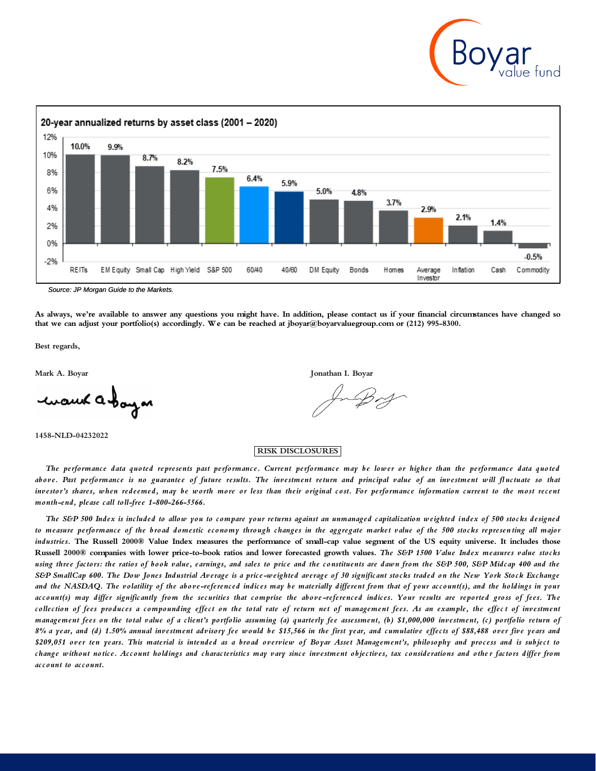Boyar value fund

## 20-year annualized returns by asset class (2001 – 2020)

12%
10%
8%
6%
4%
2%
0%
-2%

10.0% REITs
9.9% EM Equity
8.7% Small Cap
8.2% High Yield
7.5% S&P 500
6.4% 60/40
5.9% 40/60
5.0% DM Equity
4.8% Bonds
3.7% Homes
2.9% Average Investor
2.1% Inflation
1.4% Cash
-0.5% Commodity

*Source: JP Morgan Guide to the Markets.*

**As always, we're available to answer any questions you might have. In addition, please contact us if your financial circumstances have changed so that we can adjust your portfolio(s) accordingly. We can be reached at jboyar@boyarvaluegroup.com or (212) 995-8300.**

**Best regards,**

**Mark A. Boyar**

**Jonathan I. Boyar**

**1458-NLD-04232022**

**RISK DISCLOSURES**

*The performance data quoted represents past performance. Current performance may be lower or higher than the performance data quoted above. Past performance is no guarantee of future results. The investment return and principal value of an investment will fluctuate so that investor's shares, when redeemed, may be worth more or less than their original cost. For performance information current to the most recent month-end, please call toll-free 1-800-266-5566.*

*The S&P 500 Index is included to allow you to compare your returns against an unmanaged capitalization weighted index of 500 stocks designed to measure performance of the broad domestic economy through changes in the aggregate market value of the 500 stocks representing all major industries.* **The Russell 2000® Value Index measures the performance of small-cap value segment of the US equity universe. It includes those Russell 2000® companies with lower price-to-book ratios and lower forecasted growth values.** *The S&P 1500 Value Index measures value stocks using three factors: the ratios of book value, earnings, and sales to price and the constituents are dawn from the S&P 500, S&P Midcap 400 and the S&P SmallCap 600. The Dow Jones Industrial Average is a price-weighted average of 30 significant stocks traded on the New York Stock Exchange and the NASDAQ. The volatility of the above-referenced indices may be materially different from that of your account(s), and the holdings in your account(s) may differ significantly from the securities that comprise the above-referenced indices. Your results are reported gross of fees. The collection of fees produces a compounding effect on the total rate of return net of management fees. As an example, the effect of investment management fees on the total value of a client's portfolio assuming (a) quarterly fee assessment, (b) $1,000,000 investment, (c) portfolio return of 8% a year, and (d) 1.50% annual investment advisory fee would be $15,566 in the first year, and cumulative effects of $88,488 over five years and $209,051 over ten years. This material is intended as a broad overview of Boyar Asset Management's, philosophy and process and is subject to change without notice. Account holdings and characteristics may vary since investment objectives, tax considerations and other factors differ from account to account.*